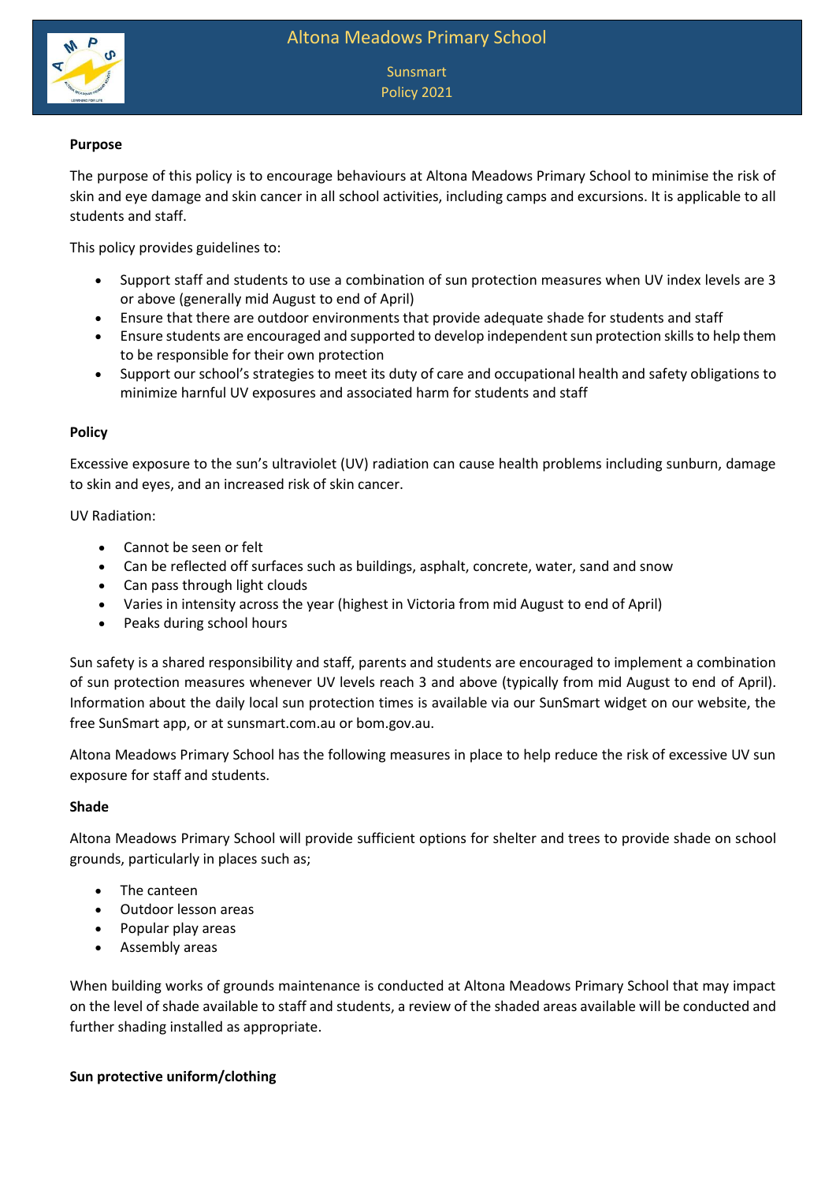# Altona Meadows Primary School

Sunsmart
Policy 2021

**Purpose**

The purpose of this policy is to encourage behaviours at Altona Meadows Primary School to minimise the risk of skin and eye damage and skin cancer in all school activities, including camps and excursions. It is applicable to all students and staff.

This policy provides guidelines to:

- Support staff and students to use a combination of sun protection measures when UV index levels are 3 or above (generally mid August to end of April)
- Ensure that there are outdoor environments that provide adequate shade for students and staff
- Ensure students are encouraged and supported to develop independent sun protection skills to help them to be responsible for their own protection
- Support our school's strategies to meet its duty of care and occupational health and safety obligations to minimize harmful UV exposures and associated harm for students and staff

**Policy**

Excessive exposure to the sun's ultraviolet (UV) radiation can cause health problems including sunburn, damage to skin and eyes, and an increased risk of skin cancer.

UV Radiation:

- Cannot be seen or felt
- Can be reflected off surfaces such as buildings, asphalt, concrete, water, sand and snow
- Can pass through light clouds
- Varies in intensity across the year (highest in Victoria from mid August to end of April)
- Peaks during school hours

Sun safety is a shared responsibility and staff, parents and students are encouraged to implement a combination of sun protection measures whenever UV levels reach 3 and above (typically from mid August to end of April). Information about the daily local sun protection times is available via our SunSmart widget on our website, the free SunSmart app, or at sunsmart.com.au or bom.gov.au.

Altona Meadows Primary School has the following measures in place to help reduce the risk of excessive UV sun exposure for staff and students.

**Shade**

Altona Meadows Primary School will provide sufficient options for shelter and trees to provide shade on school grounds, particularly in places such as;

- The canteen
- Outdoor lesson areas
- Popular play areas
- Assembly areas

When building works of grounds maintenance is conducted at Altona Meadows Primary School that may impact on the level of shade available to staff and students, a review of the shaded areas available will be conducted and further shading installed as appropriate.

**Sun protective uniform/clothing**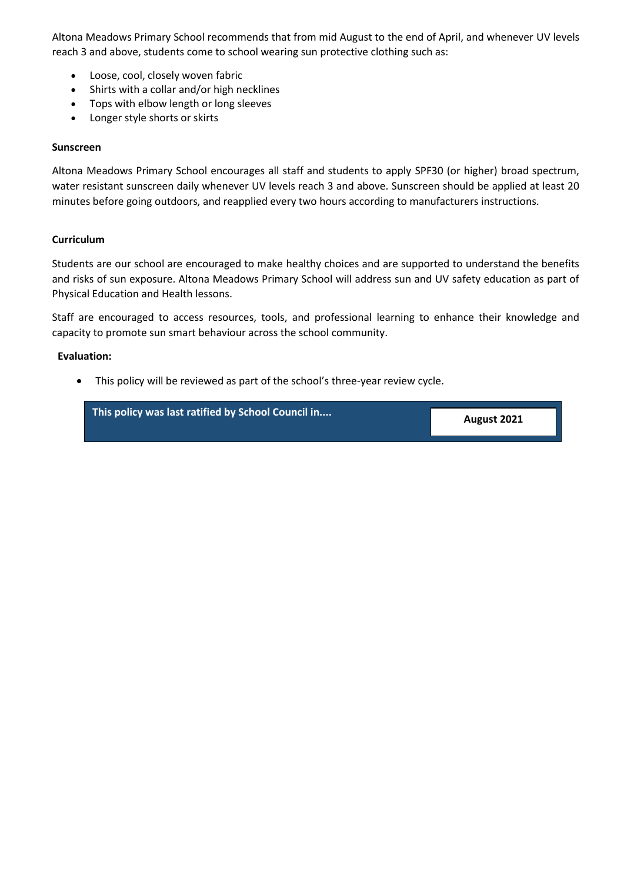Altona Meadows Primary School recommends that from mid August to the end of April, and whenever UV levels reach 3 and above, students come to school wearing sun protective clothing such as:

- Loose, cool, closely woven fabric
- Shirts with a collar and/or high necklines
- Tops with elbow length or long sleeves
- Longer style shorts or skirts

**Sunscreen**

Altona Meadows Primary School encourages all staff and students to apply SPF30 (or higher) broad spectrum, water resistant sunscreen daily whenever UV levels reach 3 and above. Sunscreen should be applied at least 20 minutes before going outdoors, and reapplied every two hours according to manufacturers instructions.

**Curriculum**

Students are our school are encouraged to make healthy choices and are supported to understand the benefits and risks of sun exposure. Altona Meadows Primary School will address sun and UV safety education as part of Physical Education and Health lessons.

Staff are encouraged to access resources, tools, and professional learning to enhance their knowledge and capacity to promote sun smart behaviour across the school community.

**Evaluation:**

- This policy will be reviewed as part of the school's three-year review cycle.

| | |
|---|---|
| **This policy was last ratified by School Council in....** | **August 2021** |